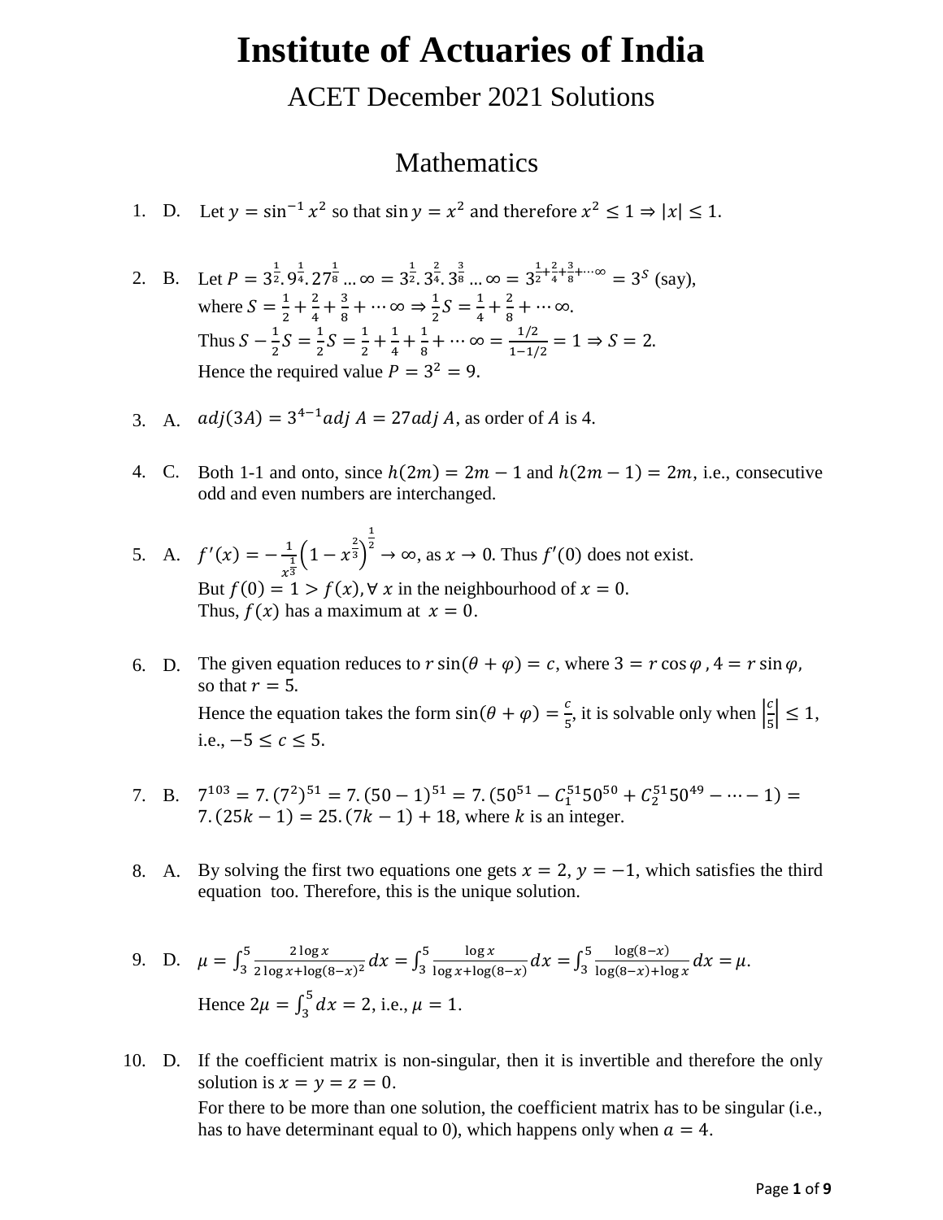# Institute of Actuaries of India

## ACET December 2021 Solutions

### Mathematics

1. D. Let $y = \sin^{-1} x^2$ so that $\sin y = x^2$ and therefore $x^2 \leq 1 \Rightarrow |x| \leq 1$.

2. B. Let $P = 3^{\frac{1}{2}}.9^{\frac{1}{4}}.27^{\frac{1}{8}} \ldots \infty = 3^{\frac{1}{2}}.3^{\frac{2}{4}}.3^{\frac{3}{8}} \ldots \infty = 3^{\frac{1}{2}+\frac{2}{4}+\frac{3}{8}+\cdots\infty} = 3^S$ (say),
   where $S = \frac{1}{2} + \frac{2}{4} + \frac{3}{8} + \cdots \infty \Rightarrow \frac{1}{2}S = \frac{1}{4} + \frac{2}{8} + \cdots \infty$.
   Thus $S - \frac{1}{2}S = \frac{1}{2}S = \frac{1}{2} + \frac{1}{4} + \frac{1}{8} + \cdots \infty = \frac{1/2}{1-1/2} = 1 \Rightarrow S = 2$.
   Hence the required value $P = 3^2 = 9$.

3. A. $adj(3A) = 3^{4-1} adj\, A = 27 adj\, A$, as order of $A$ is 4.

4. C. Both 1-1 and onto, since $h(2m) = 2m - 1$ and $h(2m-1) = 2m$, i.e., consecutive odd and even numbers are interchanged.

5. A. $f'(x) = -\frac{1}{x^{\frac{1}{3}}}\left(1 - x^{\frac{2}{3}}\right)^{\frac{1}{2}} \to \infty$, as $x \to 0$. Thus $f'(0)$ does not exist.
   But $f(0) = 1 > f(x), \forall\, x$ in the neighbourhood of $x = 0$.
   Thus, $f(x)$ has a maximum at $x = 0$.

6. D. The given equation reduces to $r\sin(\theta + \varphi) = c$, where $3 = r\cos\varphi$, $4 = r\sin\varphi$, so that $r = 5$.
   Hence the equation takes the form $\sin(\theta + \varphi) = \frac{c}{5}$, it is solvable only when $\left|\frac{c}{5}\right| \leq 1$, i.e., $-5 \leq c \leq 5$.

7. B. $7^{103} = 7.(7^2)^{51} = 7.(50-1)^{51} = 7.(50^{51} - C_1^{51}50^{50} + C_2^{51}50^{49} - \cdots - 1) = 7.(25k - 1) = 25.(7k - 1) + 18$, where $k$ is an integer.

8. A. By solving the first two equations one gets $x = 2, y = -1$, which satisfies the third equation too. Therefore, this is the unique solution.

9. D. $\mu = \int_3^5 \frac{2\log x}{2\log x + \log(8-x)^2} dx = \int_3^5 \frac{\log x}{\log x + \log(8-x)} dx = \int_3^5 \frac{\log(8-x)}{\log(8-x) + \log x} dx = \mu$.
   Hence $2\mu = \int_3^5 dx = 2$, i.e., $\mu = 1$.

10. D. If the coefficient matrix is non-singular, then it is invertible and therefore the only solution is $x = y = z = 0$.
    For there to be more than one solution, the coefficient matrix has to be singular (i.e., has to have determinant equal to 0), which happens only when $a = 4$.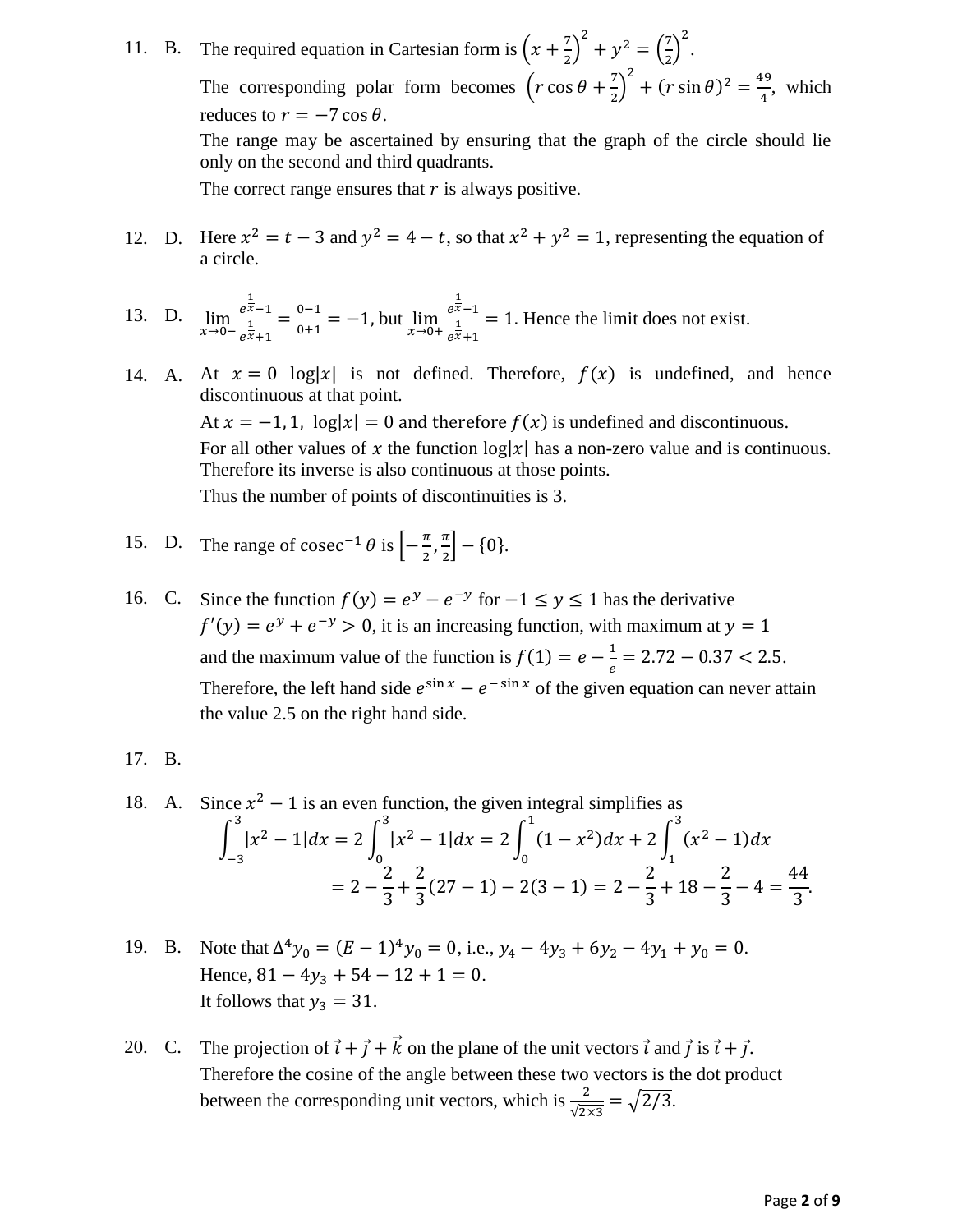11. B. The required equation in Cartesian form is $\left(x+\frac{7}{2}\right)^2+y^2=\left(\frac{7}{2}\right)^2$.

The corresponding polar form becomes $\left(r\cos\theta+\frac{7}{2}\right)^2+(r\sin\theta)^2=\frac{49}{4}$, which reduces to $r=-7\cos\theta$.

The range may be ascertained by ensuring that the graph of the circle should lie only on the second and third quadrants.

The correct range ensures that $r$ is always positive.

12. D. Here $x^2=t-3$ and $y^2=4-t$, so that $x^2+y^2=1$, representing the equation of a circle.

13. D. $\lim\limits_{x\to 0-}\frac{e^{\frac{1}{x}}-1}{e^{\frac{1}{x}}+1}=\frac{0-1}{0+1}=-1$, but $\lim\limits_{x\to 0+}\frac{e^{\frac{1}{x}}-1}{e^{\frac{1}{x}}+1}=1$. Hence the limit does not exist.

14. A. At $x=0$ $\log|x|$ is not defined. Therefore, $f(x)$ is undefined, and hence discontinuous at that point.

At $x=-1,1$, $\log|x|=0$ and therefore $f(x)$ is undefined and discontinuous.

For all other values of $x$ the function $\log|x|$ has a non-zero value and is continuous. Therefore its inverse is also continuous at those points.

Thus the number of points of discontinuities is 3.

15. D. The range of $\operatorname{cosec}^{-1}\theta$ is $\left[-\frac{\pi}{2},\frac{\pi}{2}\right]-\{0\}$.

16. C. Since the function $f(y)=e^y-e^{-y}$ for $-1\le y\le 1$ has the derivative $f'(y)=e^y+e^{-y}>0$, it is an increasing function, with maximum at $y=1$ and the maximum value of the function is $f(1)=e-\frac{1}{e}=2.72-0.37<2.5$.

Therefore, the left hand side $e^{\sin x}-e^{-\sin x}$ of the given equation can never attain the value 2.5 on the right hand side.

17. B.

18. A. Since $x^2-1$ is an even function, the given integral simplifies as

$$\int_{-3}^{3}|x^2-1|dx=2\int_0^3|x^2-1|dx=2\int_0^1(1-x^2)dx+2\int_1^3(x^2-1)dx$$
$$=2-\frac{2}{3}+\frac{2}{3}(27-1)-2(3-1)=2-\frac{2}{3}+18-\frac{2}{3}-4=\frac{44}{3}.$$

19. B. Note that $\Delta^4 y_0=(E-1)^4y_0=0$, i.e., $y_4-4y_3+6y_2-4y_1+y_0=0$.

Hence, $81-4y_3+54-12+1=0$.

It follows that $y_3=31$.

20. C. The projection of $\vec{i}+\vec{j}+\vec{k}$ on the plane of the unit vectors $\vec{i}$ and $\vec{j}$ is $\vec{i}+\vec{j}$.

Therefore the cosine of the angle between these two vectors is the dot product between the corresponding unit vectors, which is $\frac{2}{\sqrt{2\times 3}}=\sqrt{2/3}$.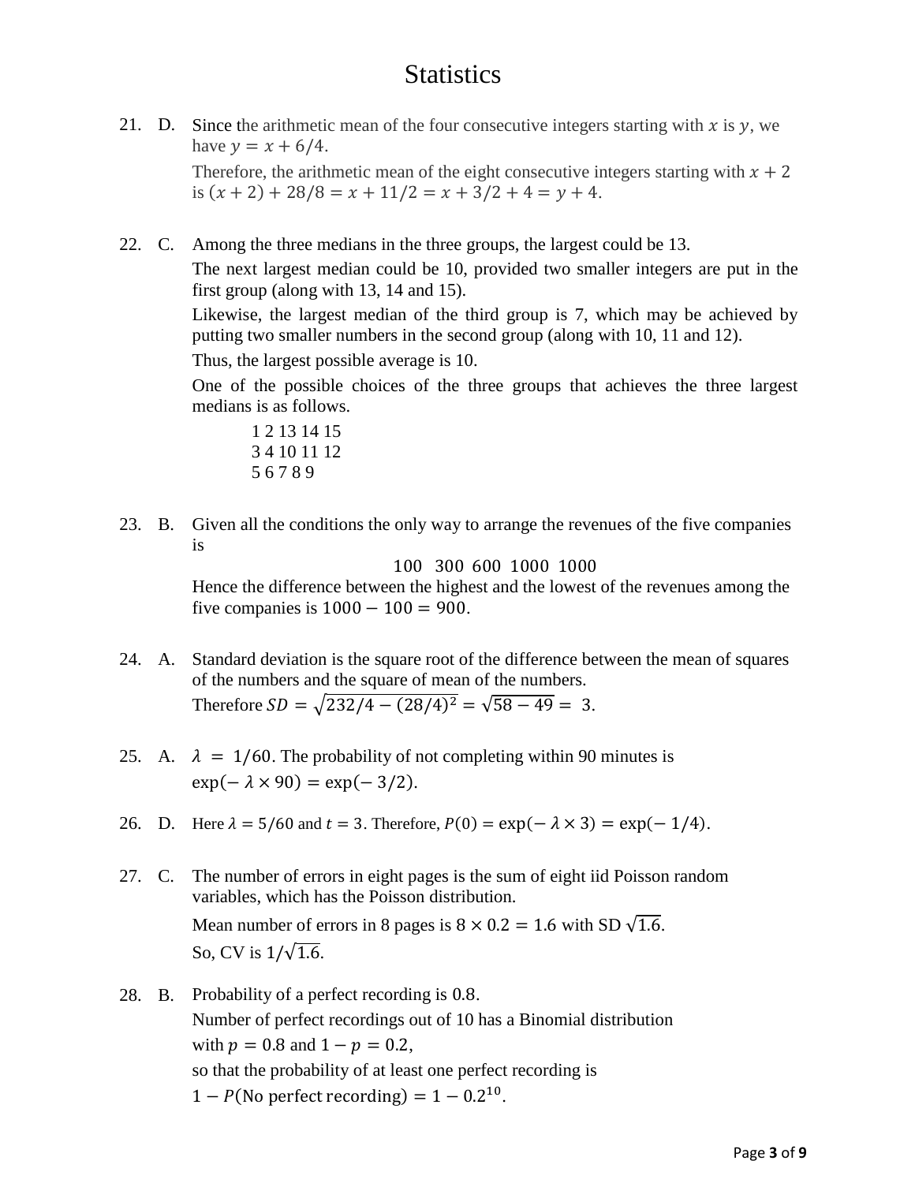# Statistics

21. D. Since the arithmetic mean of the four consecutive integers starting with $x$ is $y$, we have $y = x + 6/4$.

    Therefore, the arithmetic mean of the eight consecutive integers starting with $x + 2$ is $(x + 2) + 28/8 = x + 11/2 = x + 3/2 + 4 = y + 4$.

22. C. Among the three medians in the three groups, the largest could be 13.

    The next largest median could be 10, provided two smaller integers are put in the first group (along with 13, 14 and 15).

    Likewise, the largest median of the third group is 7, which may be achieved by putting two smaller numbers in the second group (along with 10, 11 and 12).

    Thus, the largest possible average is 10.

    One of the possible choices of the three groups that achieves the three largest medians is as follows.

    1 2 13 14 15
    3 4 10 11 12
    5 6 7 8 9

23. B. Given all the conditions the only way to arrange the revenues of the five companies is

    $$100 \quad 300 \quad 600 \quad 1000 \quad 1000$$

    Hence the difference between the highest and the lowest of the revenues among the five companies is $1000 - 100 = 900$.

24. A. Standard deviation is the square root of the difference between the mean of squares of the numbers and the square of mean of the numbers.
    Therefore $SD = \sqrt{232/4 - (28/4)^2} = \sqrt{58 - 49} = 3$.

25. A. $\lambda = 1/60$. The probability of not completing within 90 minutes is $\exp(-\lambda \times 90) = \exp(-3/2)$.

26. D. Here $\lambda = 5/60$ and $t = 3$. Therefore, $P(0) = \exp(-\lambda \times 3) = \exp(-1/4)$.

27. C. The number of errors in eight pages is the sum of eight iid Poisson random variables, which has the Poisson distribution.

    Mean number of errors in 8 pages is $8 \times 0.2 = 1.6$ with SD $\sqrt{1.6}$.

    So, CV is $1/\sqrt{1.6}$.

28. B. Probability of a perfect recording is $0.8$.

    Number of perfect recordings out of 10 has a Binomial distribution with $p = 0.8$ and $1 - p = 0.2$,

    so that the probability of at least one perfect recording is

    $1 - P(\text{No perfect recording}) = 1 - 0.2^{10}$.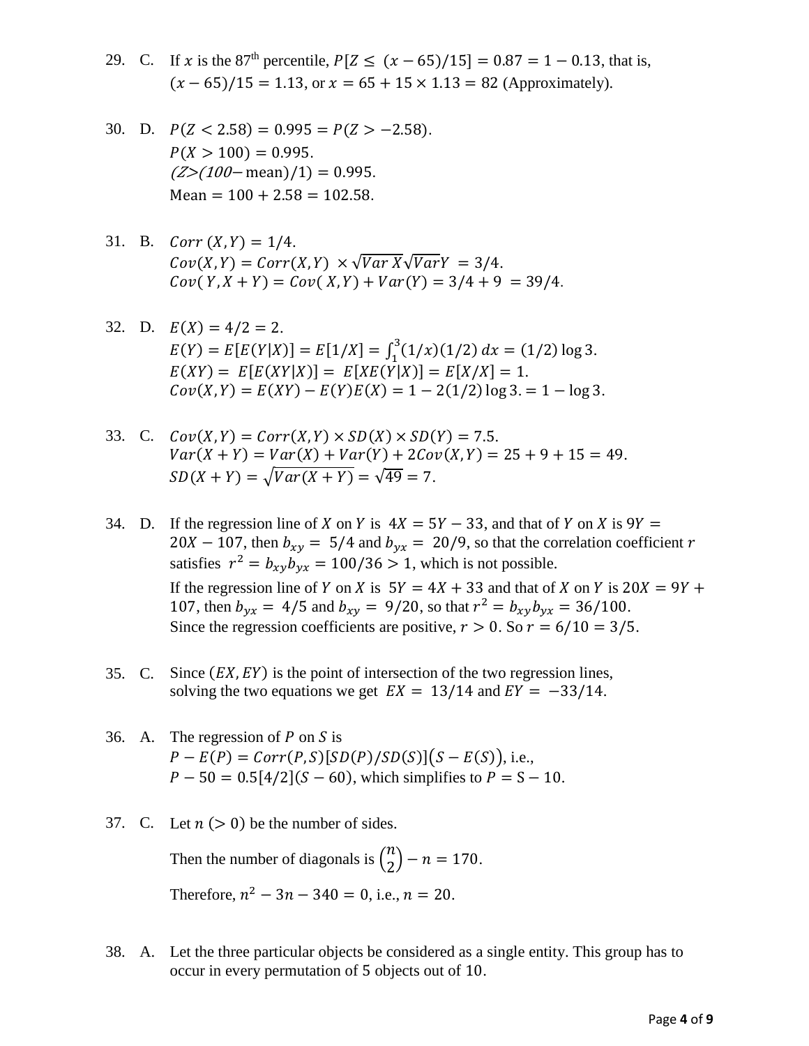29. C. If $x$ is the 87[th] percentile, $P[Z \leq (x-65)/15] = 0.87 = 1 - 0.13$, that is, $(x-65)/15 = 1.13$, or $x = 65 + 15 \times 1.13 = 82$ (Approximately).

30. D. $P(Z < 2.58) = 0.995 = P(Z > -2.58)$.
$P(X > 100) = 0.995$.
$(Z>(100-\text{mean})/1) = 0.995$.
Mean $= 100 + 2.58 = 102.58$.

31. B. $Corr\,(X,Y) = 1/4$.
$Cov(X,Y) = Corr(X,Y) \times \sqrt{Var\,X}\sqrt{Var}Y = 3/4$.
$Cov(\,Y, X+Y) = Cov(\,X,Y) + Var(Y) = 3/4 + 9 = 39/4$.

32. D. $E(X) = 4/2 = 2$.
$E(Y) = E[E(Y|X)] = E[1/X] = \int_1^3 (1/x)(1/2)\,dx = (1/2)\log 3$.
$E(XY) = E[E(XY|X)] = E[XE(Y|X)] = E[X/X] = 1$.
$Cov(X,Y) = E(XY) - E(Y)E(X) = 1 - 2(1/2)\log 3. = 1 - \log 3$.

33. C. $Cov(X,Y) = Corr(X,Y) \times SD(X) \times SD(Y) = 7.5$.
$Var(X+Y) = Var(X) + Var(Y) + 2Cov(X,Y) = 25 + 9 + 15 = 49$.
$SD(X+Y) = \sqrt{Var(X+Y)} = \sqrt{49} = 7$.

34. D. If the regression line of $X$ on $Y$ is $4X = 5Y - 33$, and that of $Y$ on $X$ is $9Y = 20X - 107$, then $b_{xy} = 5/4$ and $b_{yx} = 20/9$, so that the correlation coefficient $r$ satisfies $r^2 = b_{xy}b_{yx} = 100/36 > 1$, which is not possible.
If the regression line of $Y$ on $X$ is $5Y = 4X + 33$ and that of $X$ on $Y$ is $20X = 9Y + 107$, then $b_{yx} = 4/5$ and $b_{xy} = 9/20$, so that $r^2 = b_{xy}b_{yx} = 36/100$.
Since the regression coefficients are positive, $r > 0$. So $r = 6/10 = 3/5$.

35. C. Since $(EX, EY)$ is the point of intersection of the two regression lines, solving the two equations we get $EX = 13/14$ and $EY = -33/14$.

36. A. The regression of $P$ on $S$ is
$P - E(P) = Corr(P,S)[SD(P)/SD(S)]\big(S - E(S)\big)$, i.e.,
$P - 50 = 0.5[4/2](S - 60)$, which simplifies to $P = S - 10$.

37. C. Let $n\ (> 0)$ be the number of sides.
Then the number of diagonals is $\binom{n}{2} - n = 170$.
Therefore, $n^2 - 3n - 340 = 0$, i.e., $n = 20$.

38. A. Let the three particular objects be considered as a single entity. This group has to occur in every permutation of 5 objects out of 10.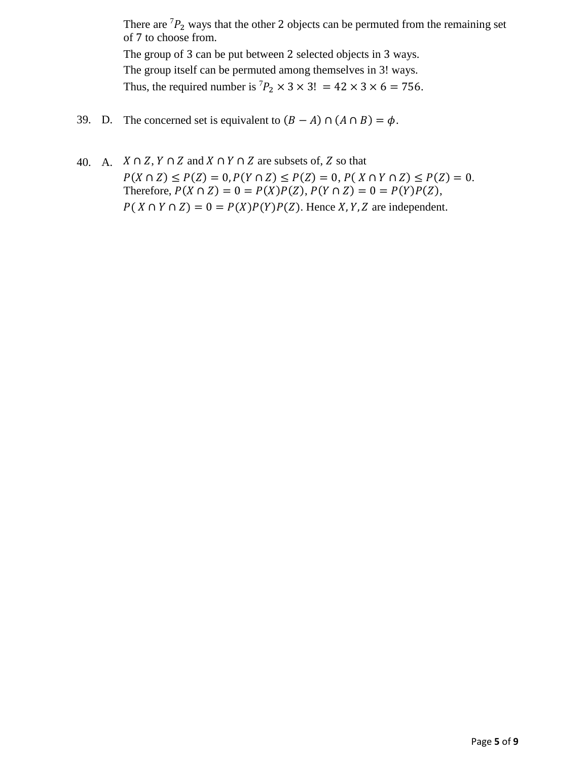There are ${}^{7}P_2$ ways that the other 2 objects can be permuted from the remaining set of 7 to choose from.

The group of 3 can be put between 2 selected objects in 3 ways.

The group itself can be permuted among themselves in 3! ways.

Thus, the required number is ${}^{7}P_2 \times 3 \times 3! = 42 \times 3 \times 6 = 756$.

39. D. The concerned set is equivalent to $(B - A) \cap (A \cap B) = \phi$.

40. A. $X \cap Z, Y \cap Z$ and $X \cap Y \cap Z$ are subsets of, $Z$ so that

$P(X \cap Z) \leq P(Z) = 0, P(Y \cap Z) \leq P(Z) = 0, P(X \cap Y \cap Z) \leq P(Z) = 0$.
Therefore, $P(X \cap Z) = 0 = P(X)P(Z)$, $P(Y \cap Z) = 0 = P(Y)P(Z)$,
$P(X \cap Y \cap Z) = 0 = P(X)P(Y)P(Z)$. Hence $X, Y, Z$ are independent.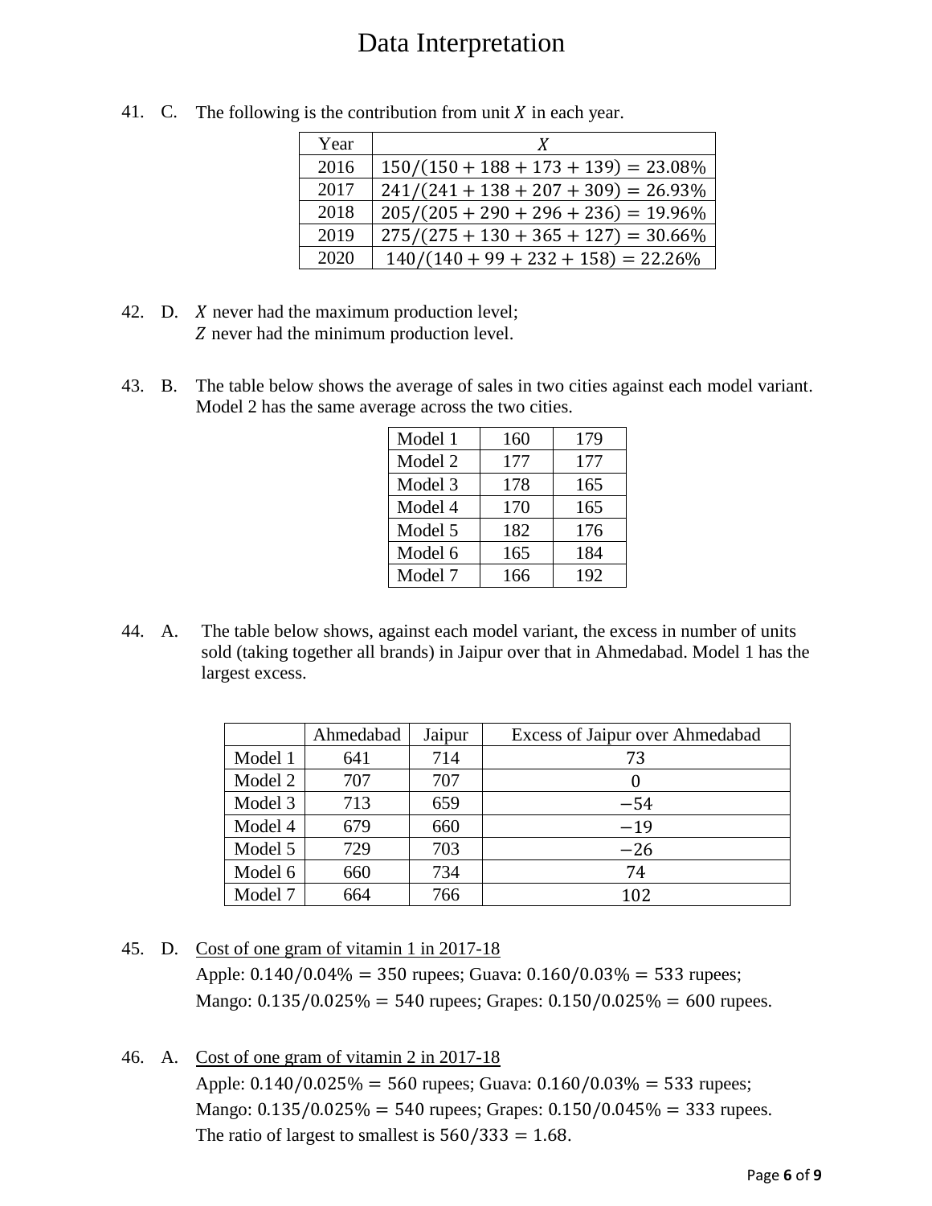# Data Interpretation

41. C. The following is the contribution from unit $X$ in each year.

| Year | $X$ |
|---|---|
| 2016 | $150/(150 + 188 + 173 + 139) = 23.08\%$ |
| 2017 | $241/(241 + 138 + 207 + 309) = 26.93\%$ |
| 2018 | $205/(205 + 290 + 296 + 236) = 19.96\%$ |
| 2019 | $275/(275 + 130 + 365 + 127) = 30.66\%$ |
| 2020 | $140/(140 + 99 + 232 + 158) = 22.26\%$ |

42. D. $X$ never had the maximum production level;
$Z$ never had the minimum production level.

43. B. The table below shows the average of sales in two cities against each model variant. Model 2 has the same average across the two cities.

| | | |
|---|---|---|
| Model 1 | 160 | 179 |
| Model 2 | 177 | 177 |
| Model 3 | 178 | 165 |
| Model 4 | 170 | 165 |
| Model 5 | 182 | 176 |
| Model 6 | 165 | 184 |
| Model 7 | 166 | 192 |

44. A. The table below shows, against each model variant, the excess in number of units sold (taking together all brands) in Jaipur over that in Ahmedabad. Model 1 has the largest excess.

| | Ahmedabad | Jaipur | Excess of Jaipur over Ahmedabad |
|---|---|---|---|
| Model 1 | 641 | 714 | 73 |
| Model 2 | 707 | 707 | 0 |
| Model 3 | 713 | 659 | $-54$ |
| Model 4 | 679 | 660 | $-19$ |
| Model 5 | 729 | 703 | $-26$ |
| Model 6 | 660 | 734 | 74 |
| Model 7 | 664 | 766 | 102 |

45. D. Cost of one gram of vitamin 1 in 2017-18
Apple: $0.140/0.04\% = 350$ rupees; Guava: $0.160/0.03\% = 533$ rupees;
Mango: $0.135/0.025\% = 540$ rupees; Grapes: $0.150/0.025\% = 600$ rupees.

46. A. Cost of one gram of vitamin 2 in 2017-18
Apple: $0.140/0.025\% = 560$ rupees; Guava: $0.160/0.03\% = 533$ rupees;
Mango: $0.135/0.025\% = 540$ rupees; Grapes: $0.150/0.045\% = 333$ rupees.
The ratio of largest to smallest is $560/333 = 1.68$.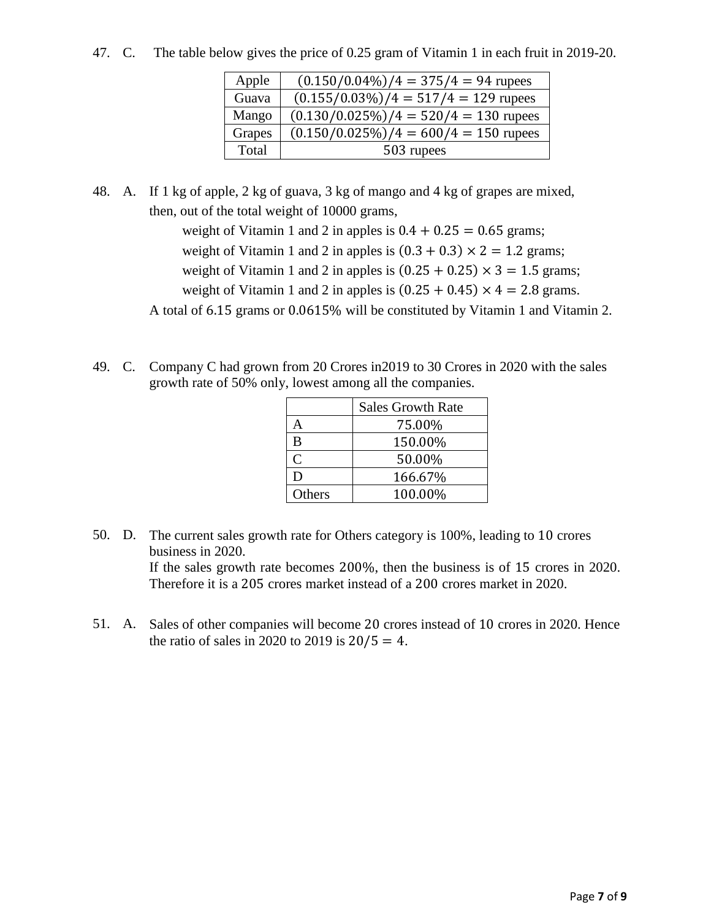47. C. The table below gives the price of 0.25 gram of Vitamin 1 in each fruit in 2019-20.

| Apple | $(0.150/0.04\%)/4 = 375/4 = 94$ rupees |
|---|---|
| Guava | $(0.155/0.03\%)/4 = 517/4 = 129$ rupees |
| Mango | $(0.130/0.025\%)/4 = 520/4 = 130$ rupees |
| Grapes | $(0.150/0.025\%)/4 = 600/4 = 150$ rupees |
| Total | 503 rupees |

48. A. If 1 kg of apple, 2 kg of guava, 3 kg of mango and 4 kg of grapes are mixed, then, out of the total weight of 10000 grams,

    weight of Vitamin 1 and 2 in apples is $0.4 + 0.25 = 0.65$ grams;

    weight of Vitamin 1 and 2 in apples is $(0.3 + 0.3) \times 2 = 1.2$ grams;

    weight of Vitamin 1 and 2 in apples is $(0.25 + 0.25) \times 3 = 1.5$ grams;

    weight of Vitamin 1 and 2 in apples is $(0.25 + 0.45) \times 4 = 2.8$ grams.

    A total of 6.15 grams or 0.0615% will be constituted by Vitamin 1 and Vitamin 2.

49. C. Company C had grown from 20 Crores in2019 to 30 Crores in 2020 with the sales growth rate of 50% only, lowest among all the companies.

| | Sales Growth Rate |
|---|---|
| A | 75.00% |
| B | 150.00% |
| C | 50.00% |
| D | 166.67% |
| Others | 100.00% |

50. D. The current sales growth rate for Others category is 100%, leading to 10 crores business in 2020.
    If the sales growth rate becomes 200%, then the business is of 15 crores in 2020. Therefore it is a 205 crores market instead of a 200 crores market in 2020.

51. A. Sales of other companies will become 20 crores instead of 10 crores in 2020. Hence the ratio of sales in 2020 to 2019 is $20/5 = 4$.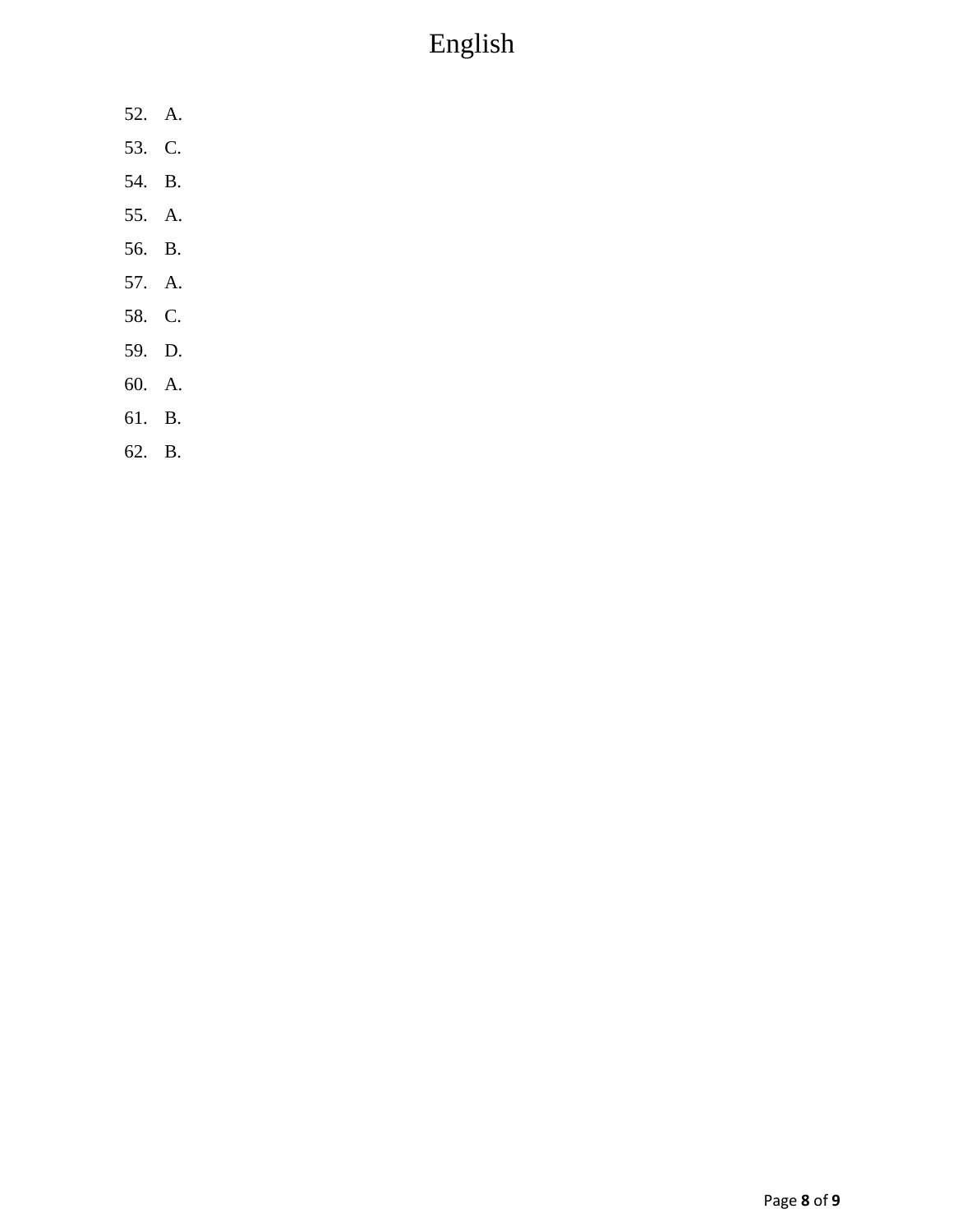52. A.
53. C.
54. B.
55. A.
56. B.
57. A.
58. C.
59. D.
60. A.
61. B.
62. B.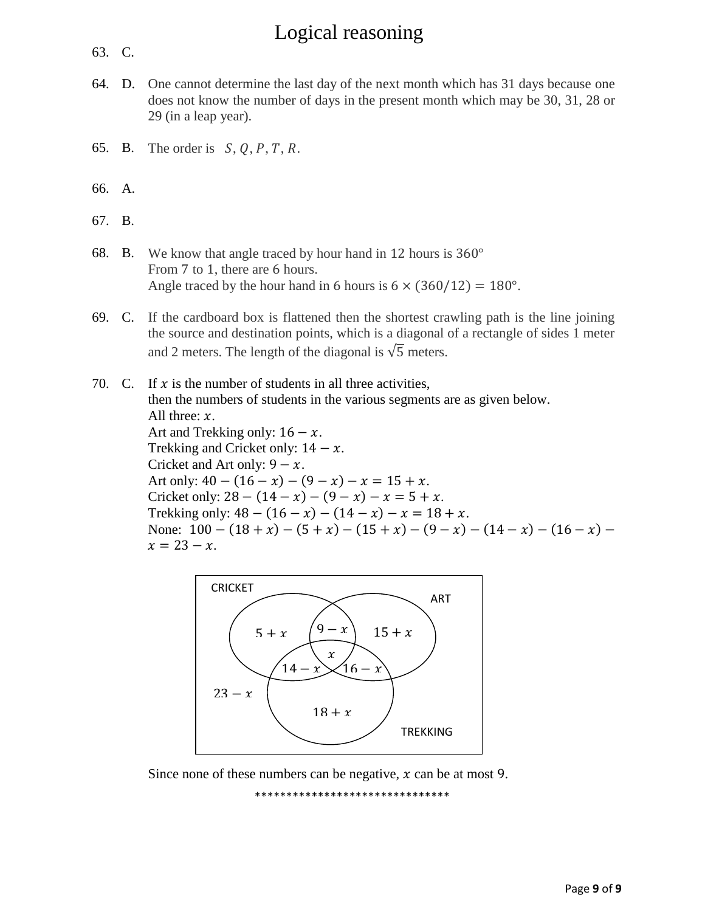# Logical reasoning

63. C.

64. D. One cannot determine the last day of the next month which has 31 days because one does not know the number of days in the present month which may be 30, 31, 28 or 29 (in a leap year).

65. B. The order is $S, Q, P, T, R$.

66. A.

67. B.

68. B. We know that angle traced by hour hand in 12 hours is $360°$
From 7 to 1, there are 6 hours.
Angle traced by the hour hand in 6 hours is $6 \times (360/12) = 180°$.

69. C. If the cardboard box is flattened then the shortest crawling path is the line joining the source and destination points, which is a diagonal of a rectangle of sides 1 meter and 2 meters. The length of the diagonal is $\sqrt{5}$ meters.

70. C. If $x$ is the number of students in all three activities,
then the numbers of students in the various segments are as given below.
All three: $x$.
Art and Trekking only: $16 - x$.
Trekking and Cricket only: $14 - x$.
Cricket and Art only: $9 - x$.
Art only: $40 - (16 - x) - (9 - x) - x = 15 + x$.
Cricket only: $28 - (14 - x) - (9 - x) - x = 5 + x$.
Trekking only: $48 - (16 - x) - (14 - x) - x = 18 + x$.
None: $100 - (18 + x) - (5 + x) - (15 + x) - (9 - x) - (14 - x) - (16 - x) - x = 23 - x$.

CRICKET
ART
TREKKING
$5 + x$
$9 - x$
$15 + x$
$x$
$14 - x$
$16 - x$
$23 - x$
$18 + x$

Since none of these numbers can be negative, $x$ can be at most 9.

*******************************